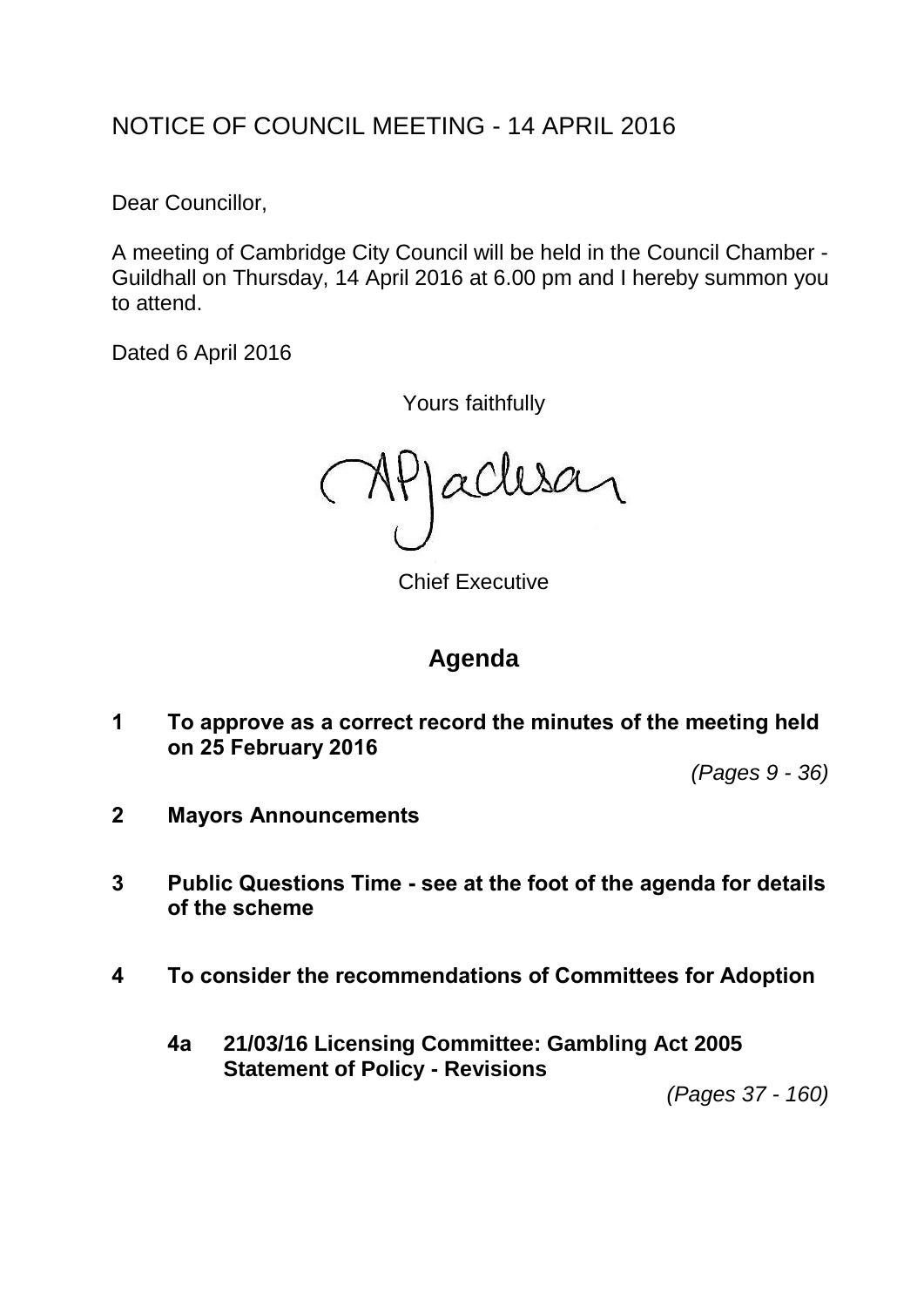# NOTICE OF COUNCIL MEETING - 14 APRIL 2016

Dear Councillor,

A meeting of Cambridge City Council will be held in the Council Chamber - Guildhall on Thursday, 14 April 2016 at 6.00 pm and I hereby summon you to attend.

Dated 6 April 2016

Yours faithfully

APJackson

Chief Executive

## Agenda

**1 To approve as a correct record the minutes of the meeting held on 25 February 2016**

*(Pages 9 - 36)*

**2 Mayors Announcements**

**3 Public Questions Time - see at the foot of the agenda for details of the scheme**

**4 To consider the recommendations of Committees for Adoption**

**4a 21/03/16 Licensing Committee: Gambling Act 2005 Statement of Policy - Revisions**

*(Pages 37 - 160)*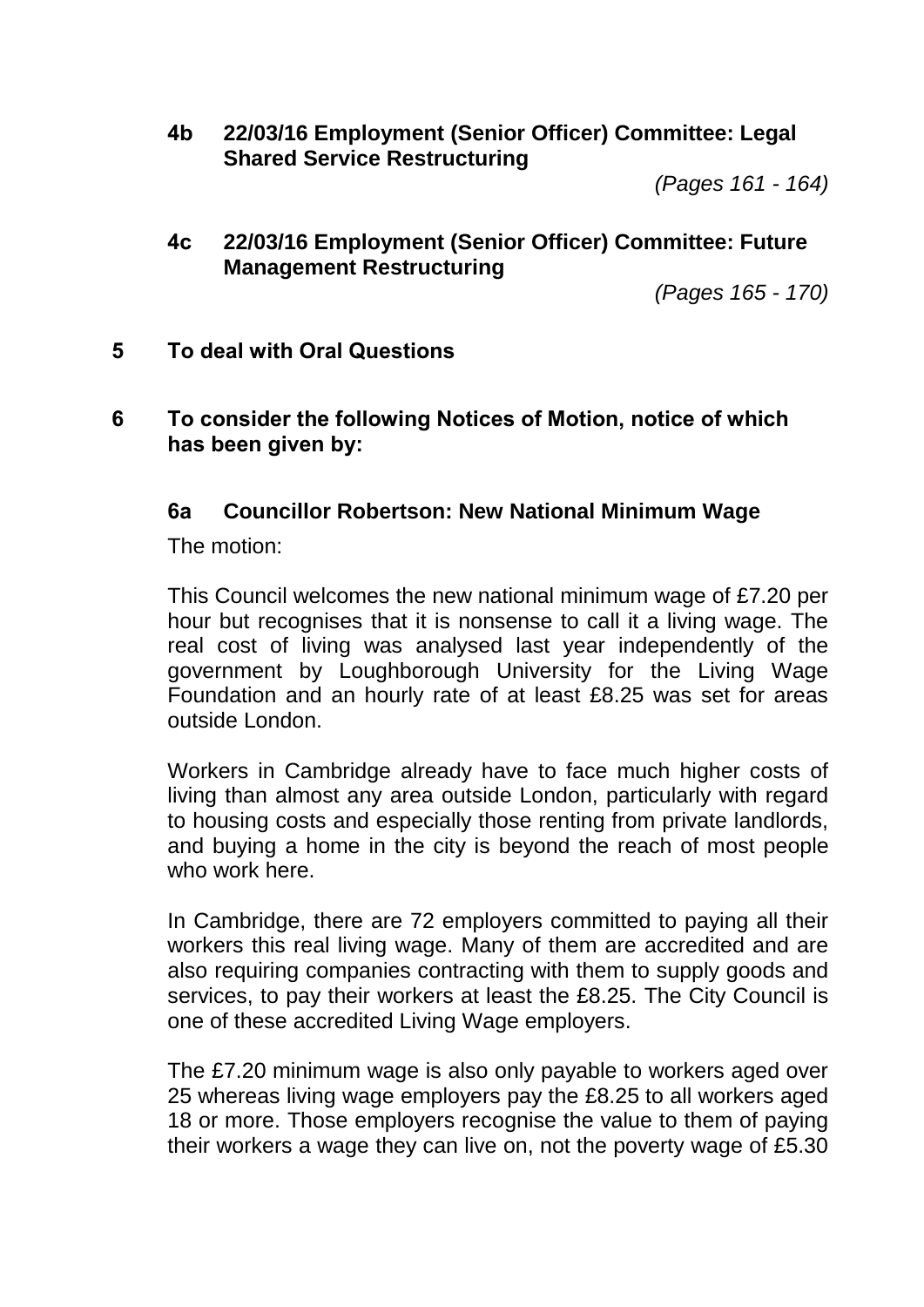### 4b 22/03/16 Employment (Senior Officer) Committee: Legal Shared Service Restructuring

*(Pages 161 - 164)*

### 4c 22/03/16 Employment (Senior Officer) Committee: Future Management Restructuring

*(Pages 165 - 170)*

## 5 To deal with Oral Questions

## 6 To consider the following Notices of Motion, notice of which has been given by:

### 6a Councillor Robertson: New National Minimum Wage

The motion:

This Council welcomes the new national minimum wage of £7.20 per hour but recognises that it is nonsense to call it a living wage. The real cost of living was analysed last year independently of the government by Loughborough University for the Living Wage Foundation and an hourly rate of at least £8.25 was set for areas outside London.

Workers in Cambridge already have to face much higher costs of living than almost any area outside London, particularly with regard to housing costs and especially those renting from private landlords, and buying a home in the city is beyond the reach of most people who work here.

In Cambridge, there are 72 employers committed to paying all their workers this real living wage. Many of them are accredited and are also requiring companies contracting with them to supply goods and services, to pay their workers at least the £8.25. The City Council is one of these accredited Living Wage employers.

The £7.20 minimum wage is also only payable to workers aged over 25 whereas living wage employers pay the £8.25 to all workers aged 18 or more. Those employers recognise the value to them of paying their workers a wage they can live on, not the poverty wage of £5.30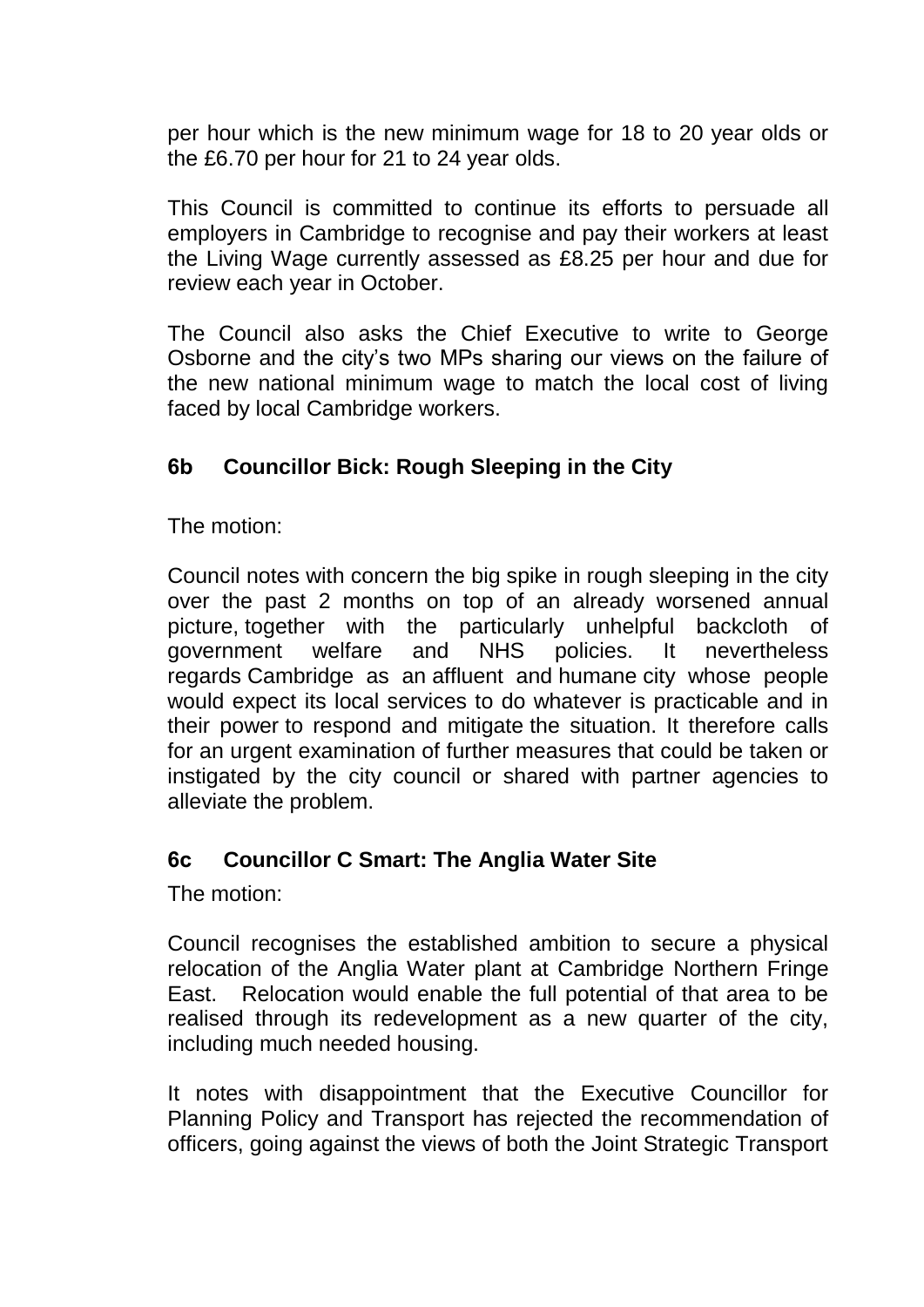per hour which is the new minimum wage for 18 to 20 year olds or the £6.70 per hour for 21 to 24 year olds.

This Council is committed to continue its efforts to persuade all employers in Cambridge to recognise and pay their workers at least the Living Wage currently assessed as £8.25 per hour and due for review each year in October.

The Council also asks the Chief Executive to write to George Osborne and the city's two MPs sharing our views on the failure of the new national minimum wage to match the local cost of living faced by local Cambridge workers.

### 6b Councillor Bick: Rough Sleeping in the City

The motion:

Council notes with concern the big spike in rough sleeping in the city over the past 2 months on top of an already worsened annual picture, together with the particularly unhelpful backcloth of government welfare and NHS policies. It nevertheless regards Cambridge as an affluent and humane city whose people would expect its local services to do whatever is practicable and in their power to respond and mitigate the situation. It therefore calls for an urgent examination of further measures that could be taken or instigated by the city council or shared with partner agencies to alleviate the problem.

### 6c Councillor C Smart: The Anglia Water Site

The motion:

Council recognises the established ambition to secure a physical relocation of the Anglia Water plant at Cambridge Northern Fringe East. Relocation would enable the full potential of that area to be realised through its redevelopment as a new quarter of the city, including much needed housing.

It notes with disappointment that the Executive Councillor for Planning Policy and Transport has rejected the recommendation of officers, going against the views of both the Joint Strategic Transport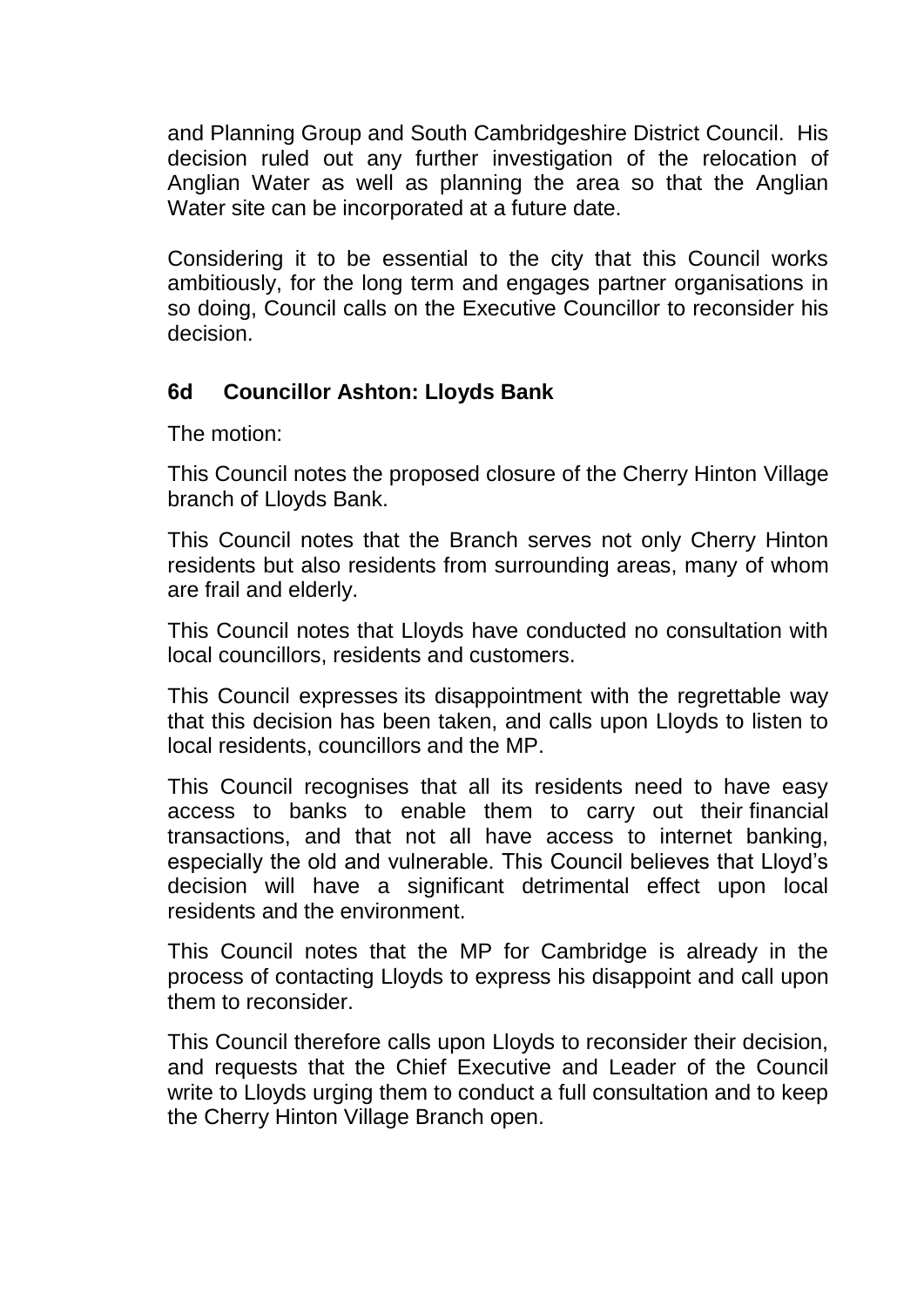and Planning Group and South Cambridgeshire District Council. His decision ruled out any further investigation of the relocation of Anglian Water as well as planning the area so that the Anglian Water site can be incorporated at a future date.

Considering it to be essential to the city that this Council works ambitiously, for the long term and engages partner organisations in so doing, Council calls on the Executive Councillor to reconsider his decision.

### 6d Councillor Ashton: Lloyds Bank

The motion:

This Council notes the proposed closure of the Cherry Hinton Village branch of Lloyds Bank.

This Council notes that the Branch serves not only Cherry Hinton residents but also residents from surrounding areas, many of whom are frail and elderly.

This Council notes that Lloyds have conducted no consultation with local councillors, residents and customers.

This Council expresses its disappointment with the regrettable way that this decision has been taken, and calls upon Lloyds to listen to local residents, councillors and the MP.

This Council recognises that all its residents need to have easy access to banks to enable them to carry out their financial transactions, and that not all have access to internet banking, especially the old and vulnerable. This Council believes that Lloyd's decision will have a significant detrimental effect upon local residents and the environment.

This Council notes that the MP for Cambridge is already in the process of contacting Lloyds to express his disappoint and call upon them to reconsider.

This Council therefore calls upon Lloyds to reconsider their decision, and requests that the Chief Executive and Leader of the Council write to Lloyds urging them to conduct a full consultation and to keep the Cherry Hinton Village Branch open.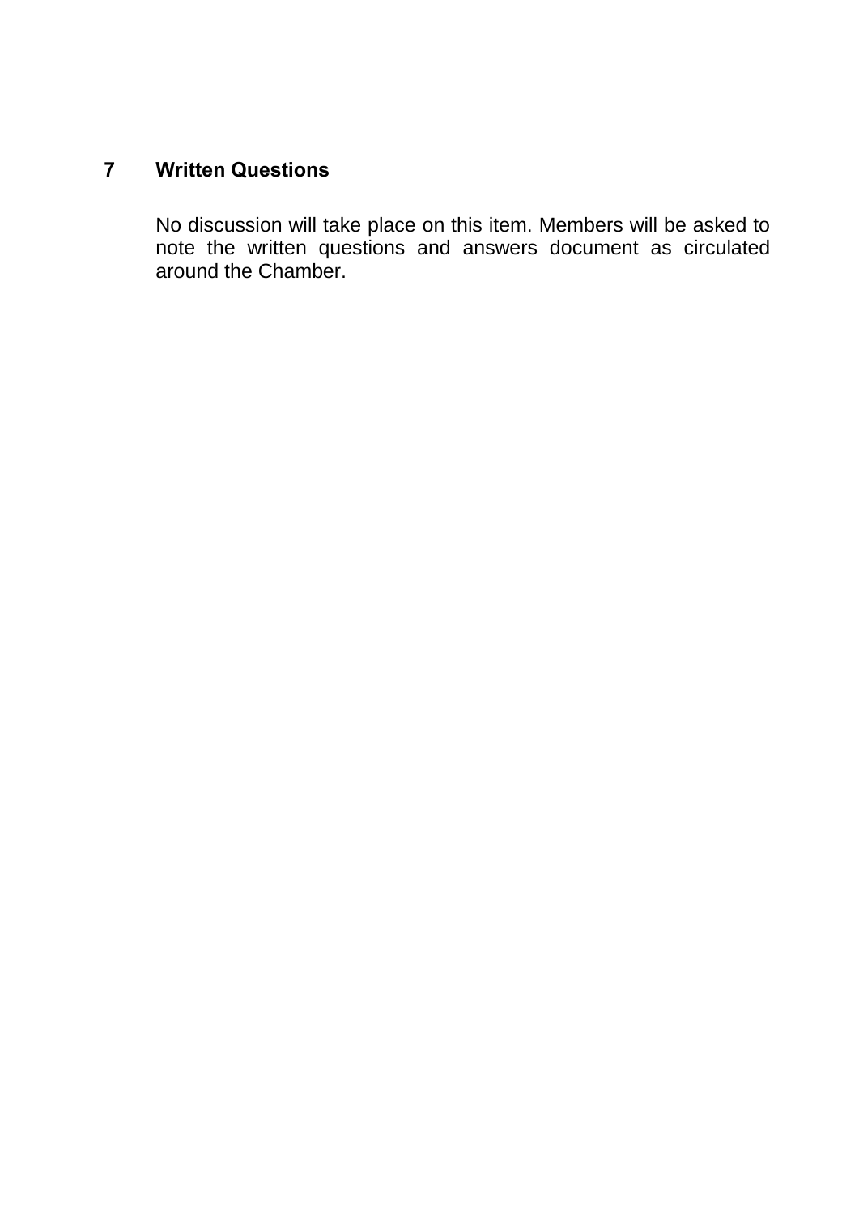## 7 Written Questions

No discussion will take place on this item. Members will be asked to note the written questions and answers document as circulated around the Chamber.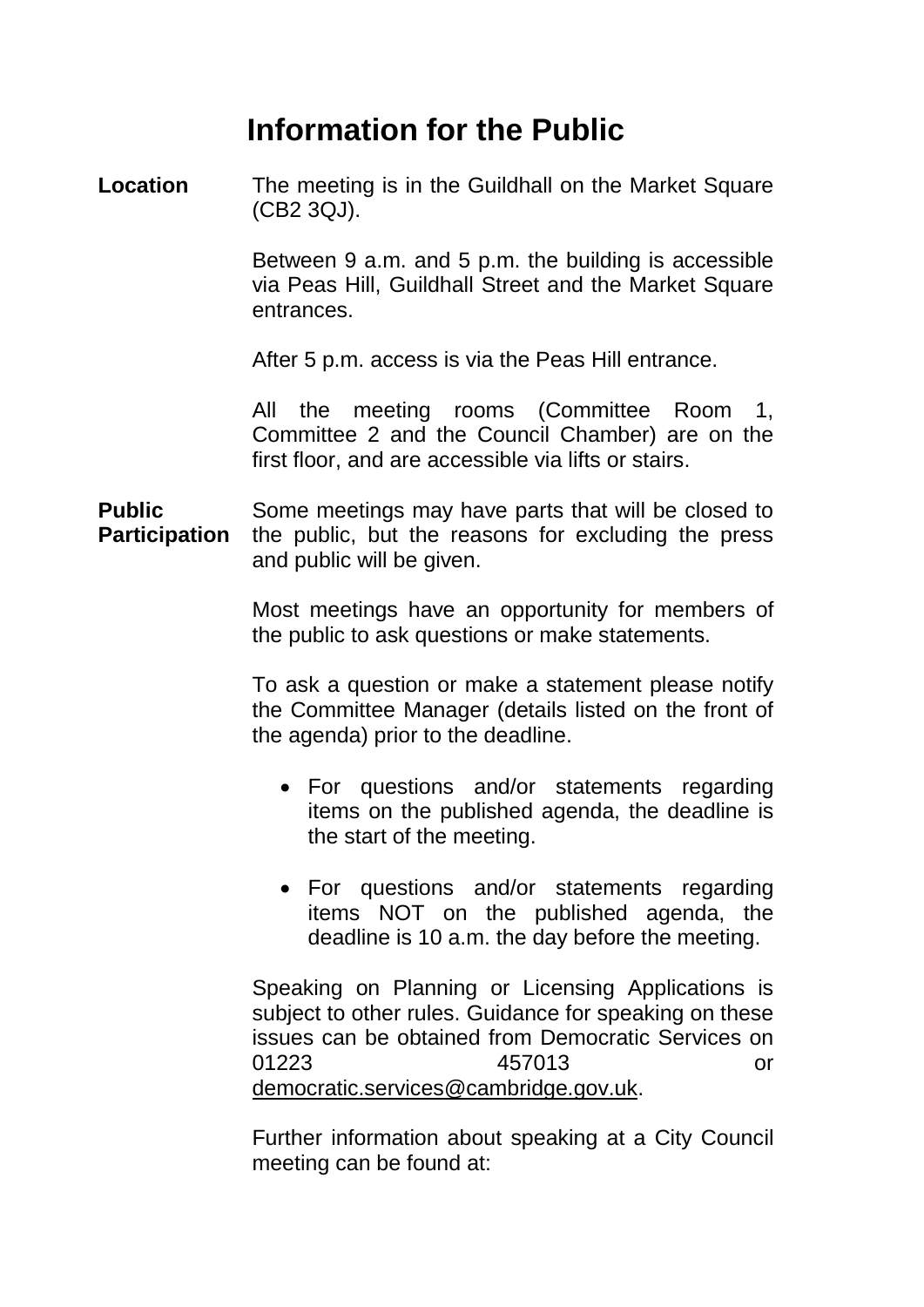# Information for the Public

**Location**

The meeting is in the Guildhall on the Market Square (CB2 3QJ).

Between 9 a.m. and 5 p.m. the building is accessible via Peas Hill, Guildhall Street and the Market Square entrances.

After 5 p.m. access is via the Peas Hill entrance.

All the meeting rooms (Committee Room 1, Committee 2 and the Council Chamber) are on the first floor, and are accessible via lifts or stairs.

**Public Participation**

Some meetings may have parts that will be closed to the public, but the reasons for excluding the press and public will be given.

Most meetings have an opportunity for members of the public to ask questions or make statements.

To ask a question or make a statement please notify the Committee Manager (details listed on the front of the agenda) prior to the deadline.

- For questions and/or statements regarding items on the published agenda, the deadline is the start of the meeting.
- For questions and/or statements regarding items NOT on the published agenda, the deadline is 10 a.m. the day before the meeting.

Speaking on Planning or Licensing Applications is subject to other rules. Guidance for speaking on these issues can be obtained from Democratic Services on 01223 457013 or democratic.services@cambridge.gov.uk.

Further information about speaking at a City Council meeting can be found at: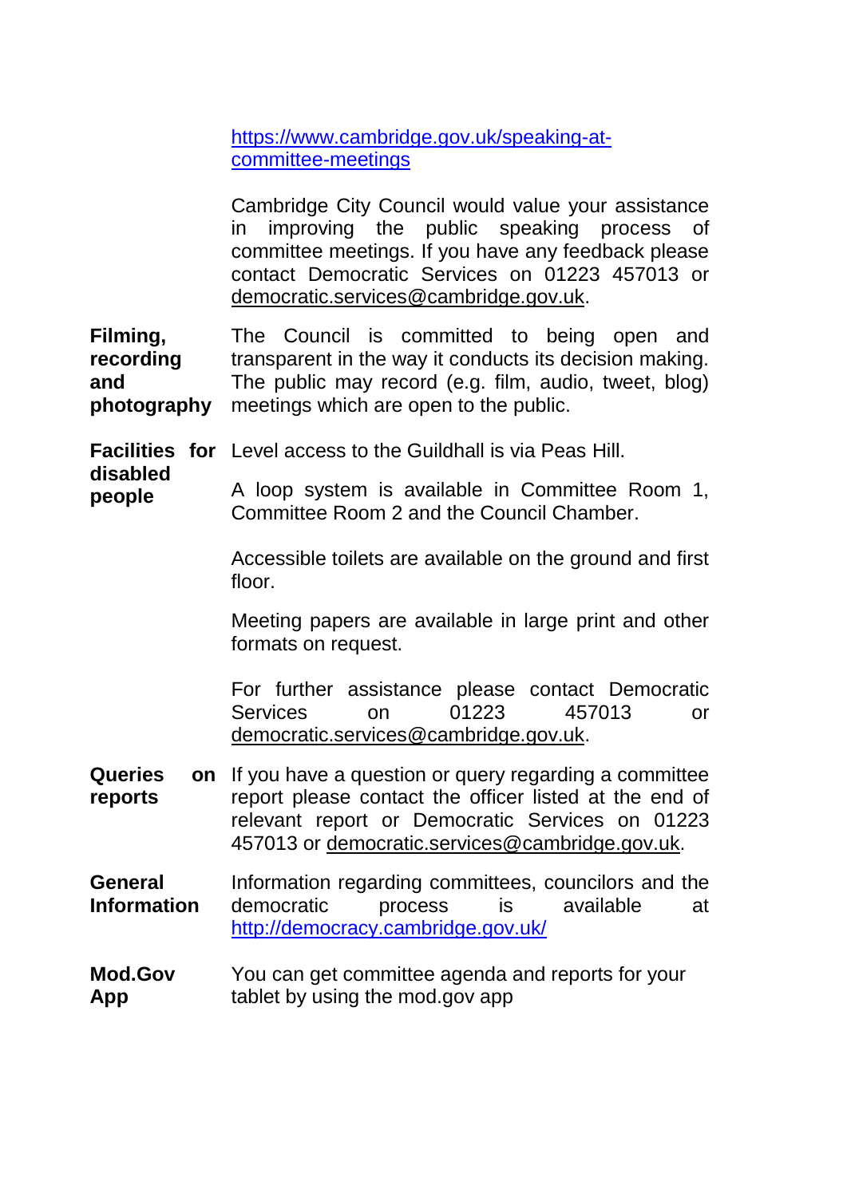https://www.cambridge.gov.uk/speaking-at-committee-meetings

Cambridge City Council would value your assistance in improving the public speaking process of committee meetings. If you have any feedback please contact Democratic Services on 01223 457013 or democratic.services@cambridge.gov.uk.

**Filming, recording and photography**

The Council is committed to being open and transparent in the way it conducts its decision making. The public may record (e.g. film, audio, tweet, blog) meetings which are open to the public.

**Facilities for disabled people**

Level access to the Guildhall is via Peas Hill.

A loop system is available in Committee Room 1, Committee Room 2 and the Council Chamber.

Accessible toilets are available on the ground and first floor.

Meeting papers are available in large print and other formats on request.

For further assistance please contact Democratic Services on 01223 457013 or democratic.services@cambridge.gov.uk.

**Queries on reports**

If you have a question or query regarding a committee report please contact the officer listed at the end of relevant report or Democratic Services on 01223 457013 or democratic.services@cambridge.gov.uk.

**General Information**

Information regarding committees, councilors and the democratic process is available at http://democracy.cambridge.gov.uk/

**Mod.Gov App**

You can get committee agenda and reports for your tablet by using the mod.gov app